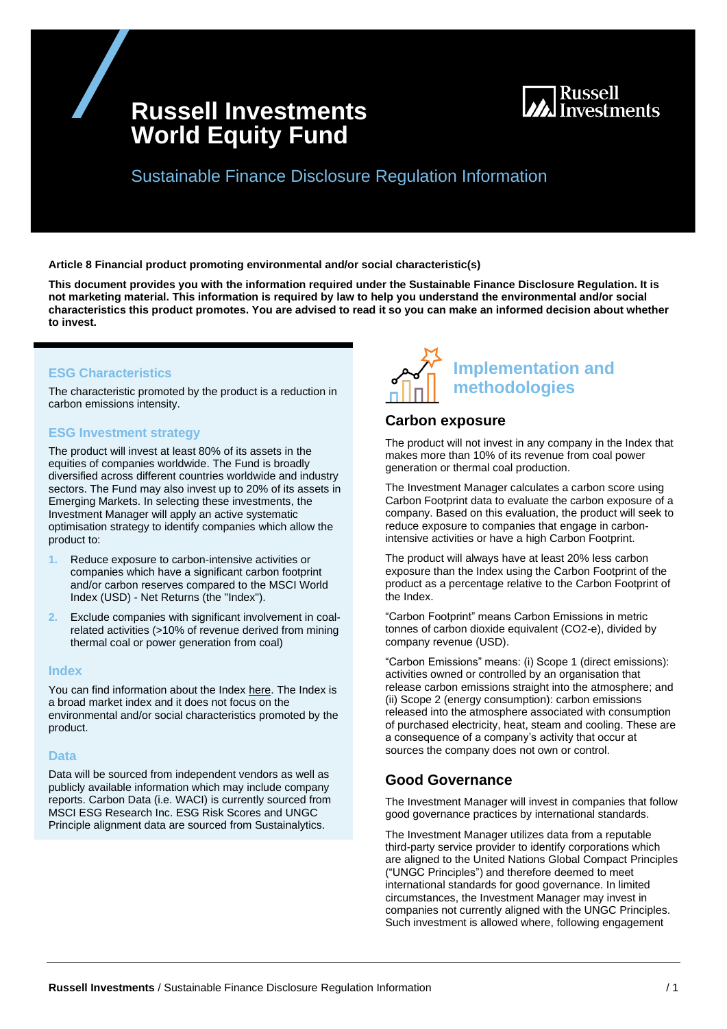# Russell Investments World Equity Fund

## Sustainable Finance Disclosure Regulation Information

**Article 8 Financial product promoting environmental and/or social characteristic(s)**

**This document provides you with the information required under the Sustainable Finance Disclosure Regulation. It is not marketing material. This information is required by law to help you understand the environmental and/or social characteristics this product promotes. You are advised to read it so you can make an informed decision about whether to invest.**

### ESG Characteristics

The characteristic promoted by the product is a reduction in carbon emissions intensity.

### ESG Investment strategy

The product will invest at least 80% of its assets in the equities of companies worldwide. The Fund is broadly diversified across different countries worldwide and industry sectors. The Fund may also invest up to 20% of its assets in Emerging Markets. In selecting these investments, the Investment Manager will apply an active systematic optimisation strategy to identify companies which allow the product to:

1. Reduce exposure to carbon-intensive activities or companies which have a significant carbon footprint and/or carbon reserves compared to the MSCI World Index (USD) - Net Returns (the "Index").
2. Exclude companies with significant involvement in coal-related activities (>10% of revenue derived from mining thermal coal or power generation from coal)

### Index

You can find information about the Index here. The Index is a broad market index and it does not focus on the environmental and/or social characteristics promoted by the product.

### Data

Data will be sourced from independent vendors as well as publicly available information which may include company reports. Carbon Data (i.e. WACI) is currently sourced from MSCI ESG Research Inc. ESG Risk Scores and UNGC Principle alignment data are sourced from Sustainalytics.

## Implementation and methodologies

### Carbon exposure

The product will not invest in any company in the Index that makes more than 10% of its revenue from coal power generation or thermal coal production.

The Investment Manager calculates a carbon score using Carbon Footprint data to evaluate the carbon exposure of a company. Based on this evaluation, the product will seek to reduce exposure to companies that engage in carbon-intensive activities or have a high Carbon Footprint.

The product will always have at least 20% less carbon exposure than the Index using the Carbon Footprint of the product as a percentage relative to the Carbon Footprint of the Index.

"Carbon Footprint" means Carbon Emissions in metric tonnes of carbon dioxide equivalent ($CO_2$-e), divided by company revenue (USD).

"Carbon Emissions" means: (i) Scope 1 (direct emissions): activities owned or controlled by an organisation that release carbon emissions straight into the atmosphere; and (ii) Scope 2 (energy consumption): carbon emissions released into the atmosphere associated with consumption of purchased electricity, heat, steam and cooling. These are a consequence of a company's activity that occur at sources the company does not own or control.

### Good Governance

The Investment Manager will invest in companies that follow good governance practices by international standards.

The Investment Manager utilizes data from a reputable third-party service provider to identify corporations which are aligned to the United Nations Global Compact Principles ("UNGC Principles") and therefore deemed to meet international standards for good governance. In limited circumstances, the Investment Manager may invest in companies not currently aligned with the UNGC Principles. Such investment is allowed where, following engagement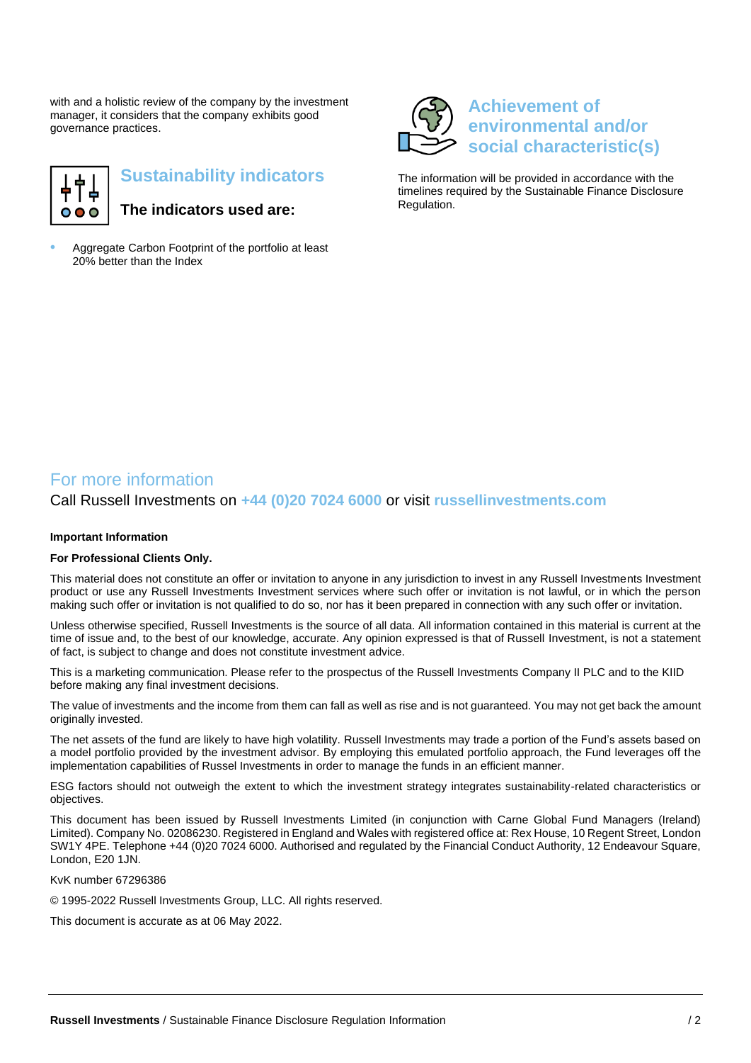with and a holistic review of the company by the investment manager, it considers that the company exhibits good governance practices.

## Sustainability indicators

### The indicators used are:

- Aggregate Carbon Footprint of the portfolio at least 20% better than the Index

## Achievement of environmental and/or social characteristic(s)

The information will be provided in accordance with the timelines required by the Sustainable Finance Disclosure Regulation.

## For more information

Call Russell Investments on **+44 (0)20 7024 6000** or visit **russellinvestments.com**

**Important Information**

**For Professional Clients Only.**

This material does not constitute an offer or invitation to anyone in any jurisdiction to invest in any Russell Investments Investment product or use any Russell Investments Investment services where such offer or invitation is not lawful, or in which the person making such offer or invitation is not qualified to do so, nor has it been prepared in connection with any such offer or invitation.

Unless otherwise specified, Russell Investments is the source of all data. All information contained in this material is current at the time of issue and, to the best of our knowledge, accurate. Any opinion expressed is that of Russell Investment, is not a statement of fact, is subject to change and does not constitute investment advice.

This is a marketing communication. Please refer to the prospectus of the Russell Investments Company II PLC and to the KIID before making any final investment decisions.

The value of investments and the income from them can fall as well as rise and is not guaranteed. You may not get back the amount originally invested.

The net assets of the fund are likely to have high volatility. Russell Investments may trade a portion of the Fund's assets based on a model portfolio provided by the investment advisor. By employing this emulated portfolio approach, the Fund leverages off the implementation capabilities of Russel Investments in order to manage the funds in an efficient manner.

ESG factors should not outweigh the extent to which the investment strategy integrates sustainability-related characteristics or objectives.

This document has been issued by Russell Investments Limited (in conjunction with Carne Global Fund Managers (Ireland) Limited). Company No. 02086230. Registered in England and Wales with registered office at: Rex House, 10 Regent Street, London SW1Y 4PE. Telephone +44 (0)20 7024 6000. Authorised and regulated by the Financial Conduct Authority, 12 Endeavour Square, London, E20 1JN.

KvK number 67296386

© 1995-2022 Russell Investments Group, LLC. All rights reserved.

This document is accurate as at 06 May 2022.